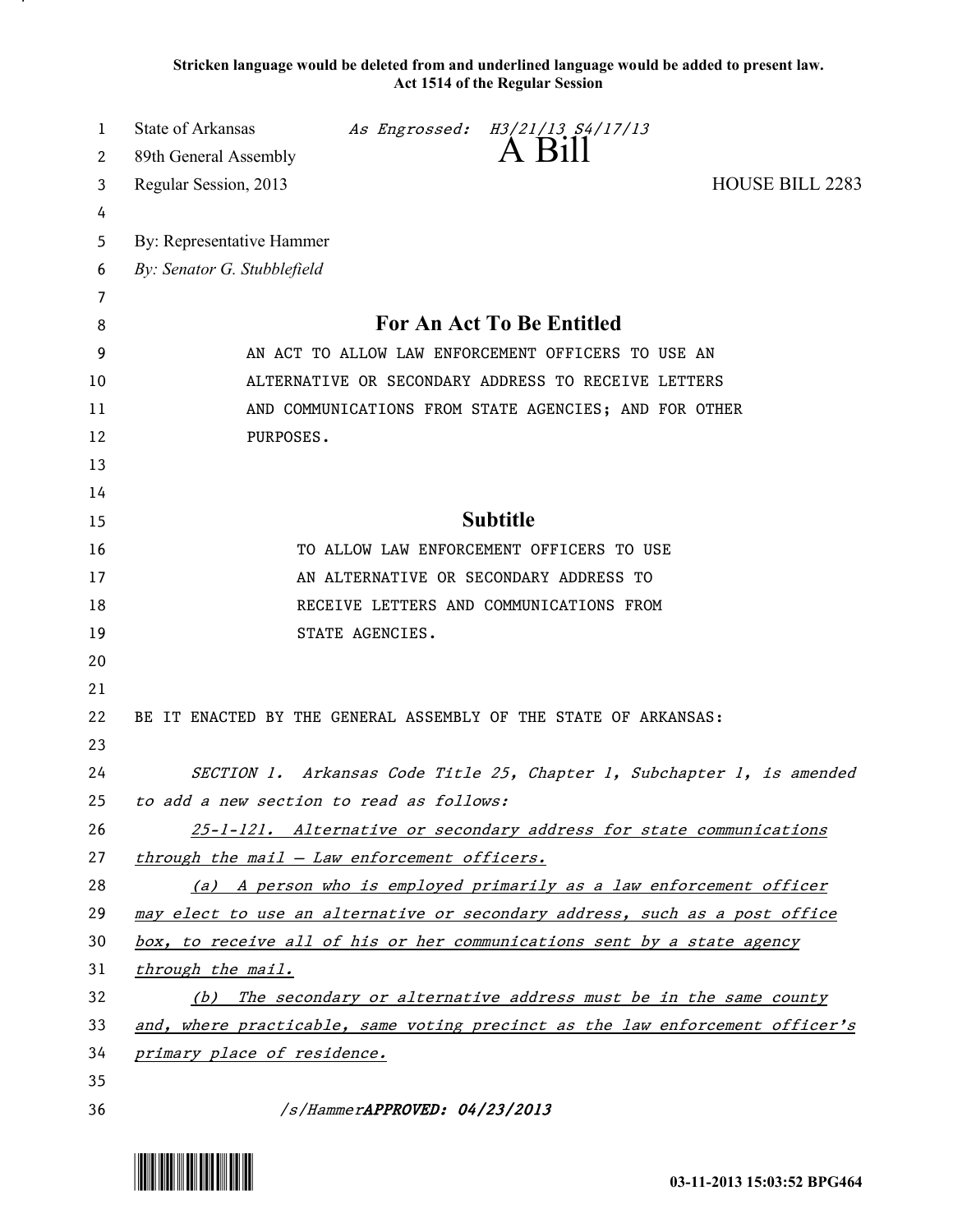**Stricken language would be deleted from and underlined language would be added to present law.**
**Act 1514 of the Regular Session**

State of Arkansas *As Engrossed: H3/21/13 S4/17/13*
89th General Assembly
# A Bill
Regular Session, 2013 HOUSE BILL 2283

By: Representative Hammer
*By: Senator G. Stubblefield*

## For An Act To Be Entitled

AN ACT TO ALLOW LAW ENFORCEMENT OFFICERS TO USE AN ALTERNATIVE OR SECONDARY ADDRESS TO RECEIVE LETTERS AND COMMUNICATIONS FROM STATE AGENCIES; AND FOR OTHER PURPOSES.

## Subtitle

TO ALLOW LAW ENFORCEMENT OFFICERS TO USE AN ALTERNATIVE OR SECONDARY ADDRESS TO RECEIVE LETTERS AND COMMUNICATIONS FROM STATE AGENCIES.

BE IT ENACTED BY THE GENERAL ASSEMBLY OF THE STATE OF ARKANSAS:

*SECTION 1. Arkansas Code Title 25, Chapter 1, Subchapter 1, is amended to add a new section to read as follows:*

<u>*25-1-121. Alternative or secondary address for state communications through the mail — Law enforcement officers.*</u>

<u>*(a) A person who is employed primarily as a law enforcement officer may elect to use an alternative or secondary address, such as a post office box, to receive all of his or her communications sent by a state agency through the mail.*</u>

<u>*(b) The secondary or alternative address must be in the same county and, where practicable, same voting precinct as the law enforcement officer's primary place of residence.*</u>

*/s/Hammer* ***APPROVED: 04/23/2013***

03-11-2013 15:03:52 BPG464